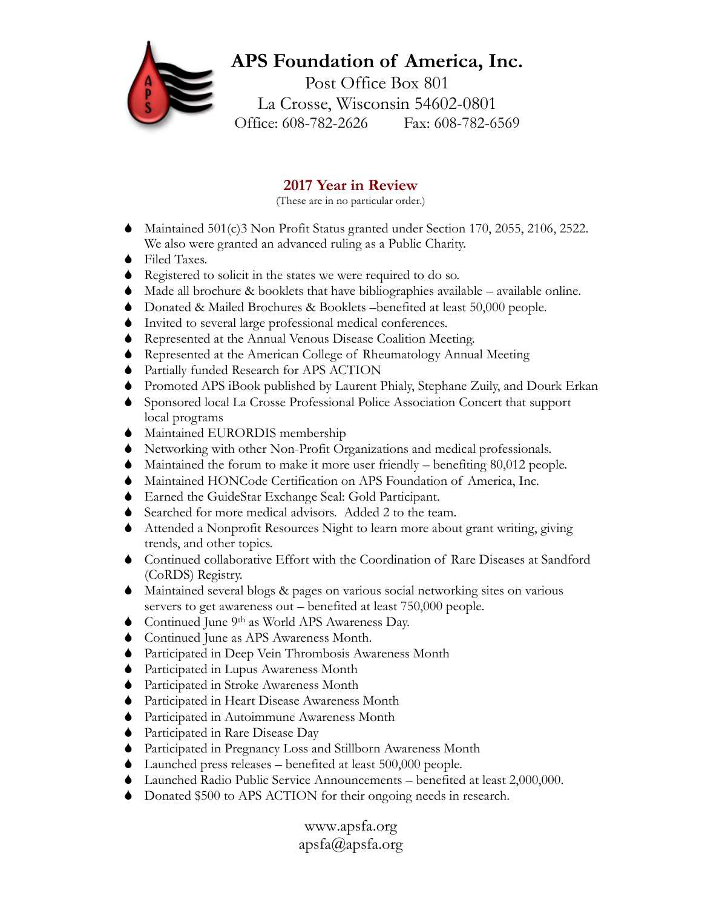# APS Foundation of America, Inc.

Post Office Box 801
La Crosse, Wisconsin 54602-0801
Office: 608-782-2626 Fax: 608-782-6569

## 2017 Year in Review

(These are in no particular order.)

- Maintained 501(c)3 Non Profit Status granted under Section 170, 2055, 2106, 2522. We also were granted an advanced ruling as a Public Charity.
- Filed Taxes.
- Registered to solicit in the states we were required to do so.
- Made all brochure & booklets that have bibliographies available – available online.
- Donated & Mailed Brochures & Booklets –benefited at least 50,000 people.
- Invited to several large professional medical conferences.
- Represented at the Annual Venous Disease Coalition Meeting.
- Represented at the American College of Rheumatology Annual Meeting
- Partially funded Research for APS ACTION
- Promoted APS iBook published by Laurent Phialy, Stephane Zuily, and Dourk Erkan
- Sponsored local La Crosse Professional Police Association Concert that support local programs
- Maintained EURORDIS membership
- Networking with other Non-Profit Organizations and medical professionals.
- Maintained the forum to make it more user friendly – benefiting 80,012 people.
- Maintained HONCode Certification on APS Foundation of America, Inc.
- Earned the GuideStar Exchange Seal: Gold Participant.
- Searched for more medical advisors. Added 2 to the team.
- Attended a Nonprofit Resources Night to learn more about grant writing, giving trends, and other topics.
- Continued collaborative Effort with the Coordination of Rare Diseases at Sandford (CoRDS) Registry.
- Maintained several blogs & pages on various social networking sites on various servers to get awareness out – benefited at least 750,000 people.
- Continued June 9th as World APS Awareness Day.
- Continued June as APS Awareness Month.
- Participated in Deep Vein Thrombosis Awareness Month
- Participated in Lupus Awareness Month
- Participated in Stroke Awareness Month
- Participated in Heart Disease Awareness Month
- Participated in Autoimmune Awareness Month
- Participated in Rare Disease Day
- Participated in Pregnancy Loss and Stillborn Awareness Month
- Launched press releases – benefited at least 500,000 people.
- Launched Radio Public Service Announcements – benefited at least 2,000,000.
- Donated $500 to APS ACTION for their ongoing needs in research.

www.apsfa.org
apsfa@apsfa.org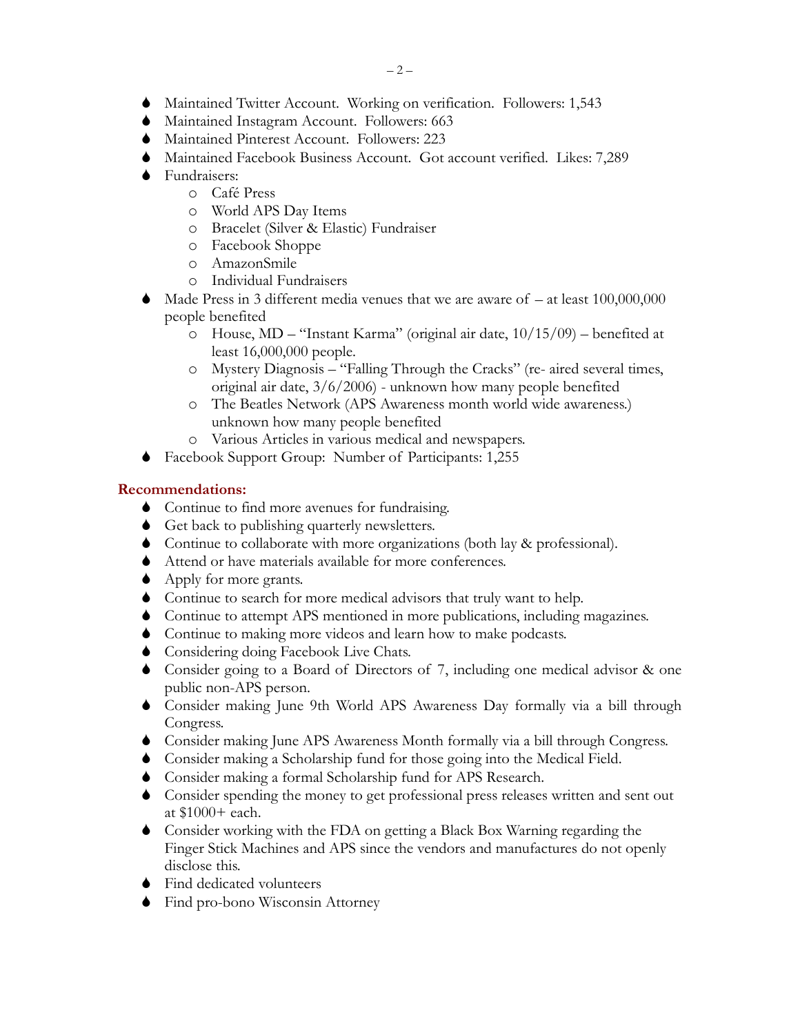- Maintained Twitter Account. Working on verification. Followers: 1,543
- Maintained Instagram Account. Followers: 663
- Maintained Pinterest Account. Followers: 223
- Maintained Facebook Business Account. Got account verified. Likes: 7,289
- Fundraisers:
    - Café Press
    - World APS Day Items
    - Bracelet (Silver & Elastic) Fundraiser
    - Facebook Shoppe
    - AmazonSmile
    - Individual Fundraisers
- Made Press in 3 different media venues that we are aware of – at least 100,000,000 people benefited
    - House, MD – "Instant Karma" (original air date, 10/15/09) – benefited at least 16,000,000 people.
    - Mystery Diagnosis – "Falling Through the Cracks" (re- aired several times, original air date, 3/6/2006) - unknown how many people benefited
    - The Beatles Network (APS Awareness month world wide awareness.) unknown how many people benefited
    - Various Articles in various medical and newspapers.
- Facebook Support Group: Number of Participants: 1,255

**Recommendations:**

- Continue to find more avenues for fundraising.
- Get back to publishing quarterly newsletters.
- Continue to collaborate with more organizations (both lay & professional).
- Attend or have materials available for more conferences.
- Apply for more grants.
- Continue to search for more medical advisors that truly want to help.
- Continue to attempt APS mentioned in more publications, including magazines.
- Continue to making more videos and learn how to make podcasts.
- Considering doing Facebook Live Chats.
- Consider going to a Board of Directors of 7, including one medical advisor & one public non-APS person.
- Consider making June 9th World APS Awareness Day formally via a bill through Congress.
- Consider making June APS Awareness Month formally via a bill through Congress.
- Consider making a Scholarship fund for those going into the Medical Field.
- Consider making a formal Scholarship fund for APS Research.
- Consider spending the money to get professional press releases written and sent out at $1000+ each.
- Consider working with the FDA on getting a Black Box Warning regarding the Finger Stick Machines and APS since the vendors and manufactures do not openly disclose this.
- Find dedicated volunteers
- Find pro-bono Wisconsin Attorney